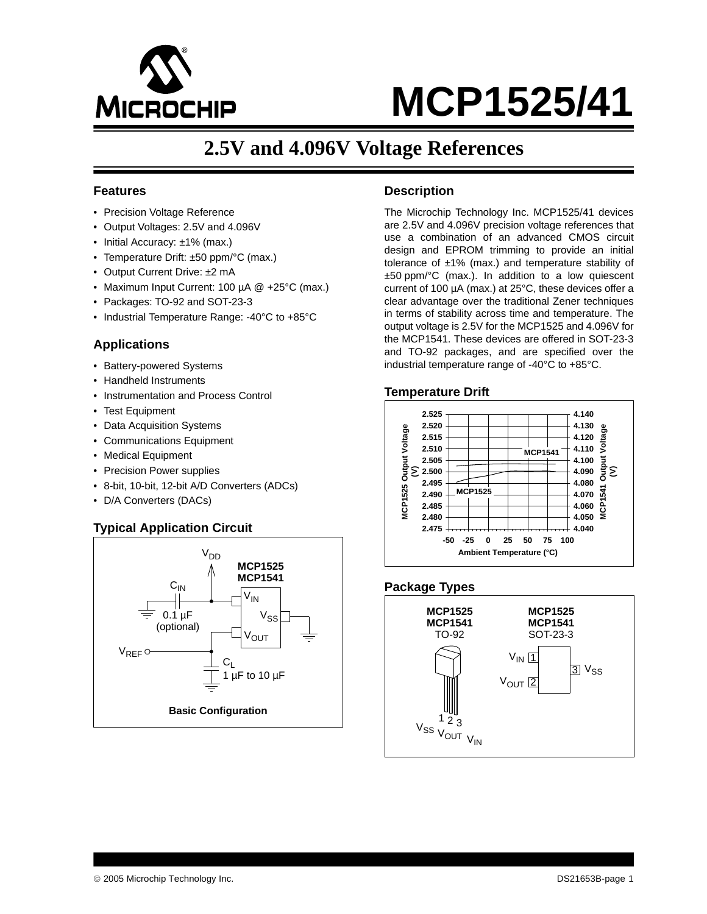# MCP1525/41

## 2.5V and 4.096V Voltage References

### Features

- Precision Voltage Reference
- Output Voltages: 2.5V and 4.096V
- Initial Accuracy: ±1% (max.)
- Temperature Drift: ±50 ppm/°C (max.)
- Output Current Drive: ±2 mA
- Maximum Input Current: 100 µA @ +25°C (max.)
- Packages: TO-92 and SOT-23-3
- Industrial Temperature Range: -40°C to +85°C

### Applications

- Battery-powered Systems
- Handheld Instruments
- Instrumentation and Process Control
- Test Equipment
- Data Acquisition Systems
- Communications Equipment
- Medical Equipment
- Precision Power supplies
- 8-bit, 10-bit, 12-bit A/D Converters (ADCs)
- D/A Converters (DACs)

### Typical Application Circuit

$V_{DD}$, MCP1525, MCP1541, $C_{IN}$ 0.1 µF (optional), $V_{IN}$, $V_{SS}$, $V_{OUT}$, $V_{REF}$, $C_L$ 1 µF to 10 µF

Basic Configuration

### Description

The Microchip Technology Inc. MCP1525/41 devices are 2.5V and 4.096V precision voltage references that use a combination of an advanced CMOS circuit design and EPROM trimming to provide an initial tolerance of ±1% (max.) and temperature stability of ±50 ppm/°C (max.). In addition to a low quiescent current of 100 µA (max.) at 25°C, these devices offer a clear advantage over the traditional Zener techniques in terms of stability across time and temperature. The output voltage is 2.5V for the MCP1525 and 4.096V for the MCP1541. These devices are offered in SOT-23-3 and TO-92 packages, and are specified over the industrial temperature range of -40°C to +85°C.

### Temperature Drift

MCP1525 Output Voltage (V): 2.475 to 2.525; MCP1541 Output Voltage (V): 4.040 to 4.140; Ambient Temperature (°C): -50 to 100. Curves: MCP1525, MCP1541.

### Package Types

MCP1525 / MCP1541 TO-92: 1 $V_{SS}$, 2 $V_{OUT}$, 3 $V_{IN}$

MCP1525 / MCP1541 SOT-23-3: 1 $V_{IN}$, 2 $V_{OUT}$, 3 $V_{SS}$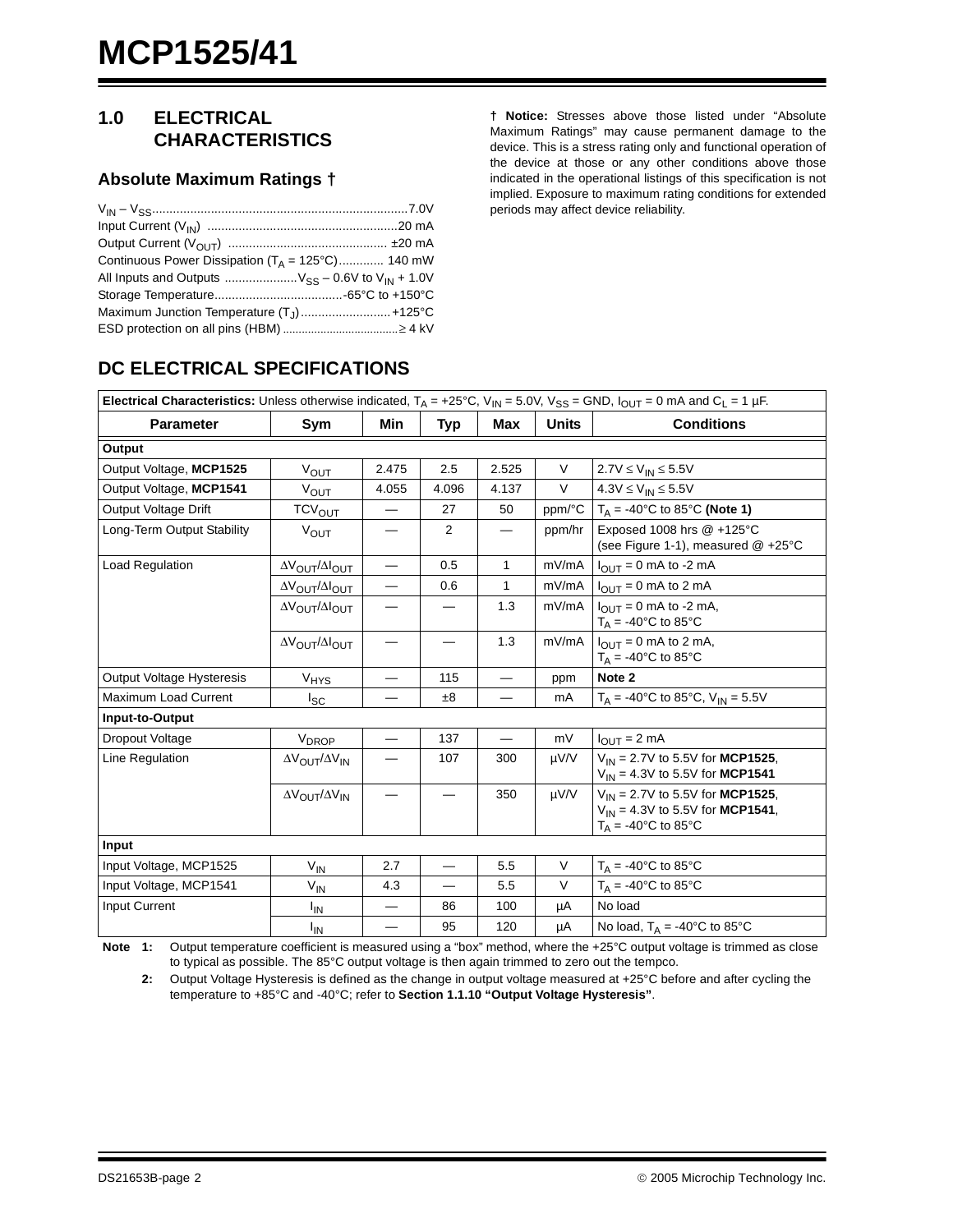## 1.0 ELECTRICAL CHARACTERISTICS

### Absolute Maximum Ratings †

$V_{IN} – V_{SS}$ ........................................................................ 7.0V
Input Current ($V_{IN}$) ...................................................... 20 mA
Output Current ($V_{OUT}$) ............................................. ±20 mA
Continuous Power Dissipation ($T_A$ = 125°C) ............. 140 mW
All Inputs and Outputs ..................... $V_{SS}$ – 0.6V to $V_{IN}$ + 1.0V
Storage Temperature ...................................... -65°C to +150°C
Maximum Junction Temperature ($T_J$) .......................... +125°C
ESD protection on all pins (HBM) ..................................... ≥ 4 kV

**† Notice:** Stresses above those listed under “Absolute Maximum Ratings” may cause permanent damage to the device. This is a stress rating only and functional operation of the device at those or any other conditions above those indicated in the operational listings of this specification is not implied. Exposure to maximum rating conditions for extended periods may affect device reliability.

## DC ELECTRICAL SPECIFICATIONS

**Electrical Characteristics:** Unless otherwise indicated, $T_A$ = +25°C, $V_{IN}$ = 5.0V, $V_{SS}$ = GND, $I_{OUT}$ = 0 mA and $C_L$ = 1 µF.

| Parameter | Sym | Min | Typ | Max | Units | Conditions |
|---|---|---|---|---|---|---|
| **Output** | | | | | | |
| Output Voltage, **MCP1525** | $V_{OUT}$ | 2.475 | 2.5 | 2.525 | V | 2.7V ≤ $V_{IN}$ ≤ 5.5V |
| Output Voltage, **MCP1541** | $V_{OUT}$ | 4.055 | 4.096 | 4.137 | V | 4.3V ≤ $V_{IN}$ ≤ 5.5V |
| Output Voltage Drift | $TCV_{OUT}$ | — | 27 | 50 | ppm/°C | $T_A$ = -40°C to 85°C **(Note 1)** |
| Long-Term Output Stability | $V_{OUT}$ | — | 2 | — | ppm/hr | Exposed 1008 hrs @ +125°C (see Figure 1-1), measured @ +25°C |
| Load Regulation | $\Delta V_{OUT}/\Delta I_{OUT}$ | — | 0.5 | 1 | mV/mA | $I_{OUT}$ = 0 mA to -2 mA |
| | $\Delta V_{OUT}/\Delta I_{OUT}$ | — | 0.6 | 1 | mV/mA | $I_{OUT}$ = 0 mA to 2 mA |
| | $\Delta V_{OUT}/\Delta I_{OUT}$ | — | — | 1.3 | mV/mA | $I_{OUT}$ = 0 mA to -2 mA, $T_A$ = -40°C to 85°C |
| | $\Delta V_{OUT}/\Delta I_{OUT}$ | — | — | 1.3 | mV/mA | $I_{OUT}$ = 0 mA to 2 mA, $T_A$ = -40°C to 85°C |
| Output Voltage Hysteresis | $V_{HYS}$ | — | 115 | — | ppm | **Note 2** |
| Maximum Load Current | $I_{SC}$ | — | ±8 | — | mA | $T_A$ = -40°C to 85°C, $V_{IN}$ = 5.5V |
| **Input-to-Output** | | | | | | |
| Dropout Voltage | $V_{DROP}$ | — | 137 | — | mV | $I_{OUT}$ = 2 mA |
| Line Regulation | $\Delta V_{OUT}/\Delta V_{IN}$ | — | 107 | 300 | µV/V | $V_{IN}$ = 2.7V to 5.5V for **MCP1525**, $V_{IN}$ = 4.3V to 5.5V for **MCP1541** |
| | $\Delta V_{OUT}/\Delta V_{IN}$ | — | — | 350 | µV/V | $V_{IN}$ = 2.7V to 5.5V for **MCP1525**, $V_{IN}$ = 4.3V to 5.5V for **MCP1541**, $T_A$ = -40°C to 85°C |
| **Input** | | | | | | |
| Input Voltage, MCP1525 | $V_{IN}$ | 2.7 | — | 5.5 | V | $T_A$ = -40°C to 85°C |
| Input Voltage, MCP1541 | $V_{IN}$ | 4.3 | — | 5.5 | V | $T_A$ = -40°C to 85°C |
| Input Current | $I_{IN}$ | — | 86 | 100 | µA | No load |
| | $I_{IN}$ | — | 95 | 120 | µA | No load, $T_A$ = -40°C to 85°C |

**Note 1:** Output temperature coefficient is measured using a “box” method, where the +25°C output voltage is trimmed as close to typical as possible. The 85°C output voltage is then again trimmed to zero out the tempco.

**2:** Output Voltage Hysteresis is defined as the change in output voltage measured at +25°C before and after cycling the temperature to +85°C and -40°C; refer to **Section 1.1.10 “Output Voltage Hysteresis”**.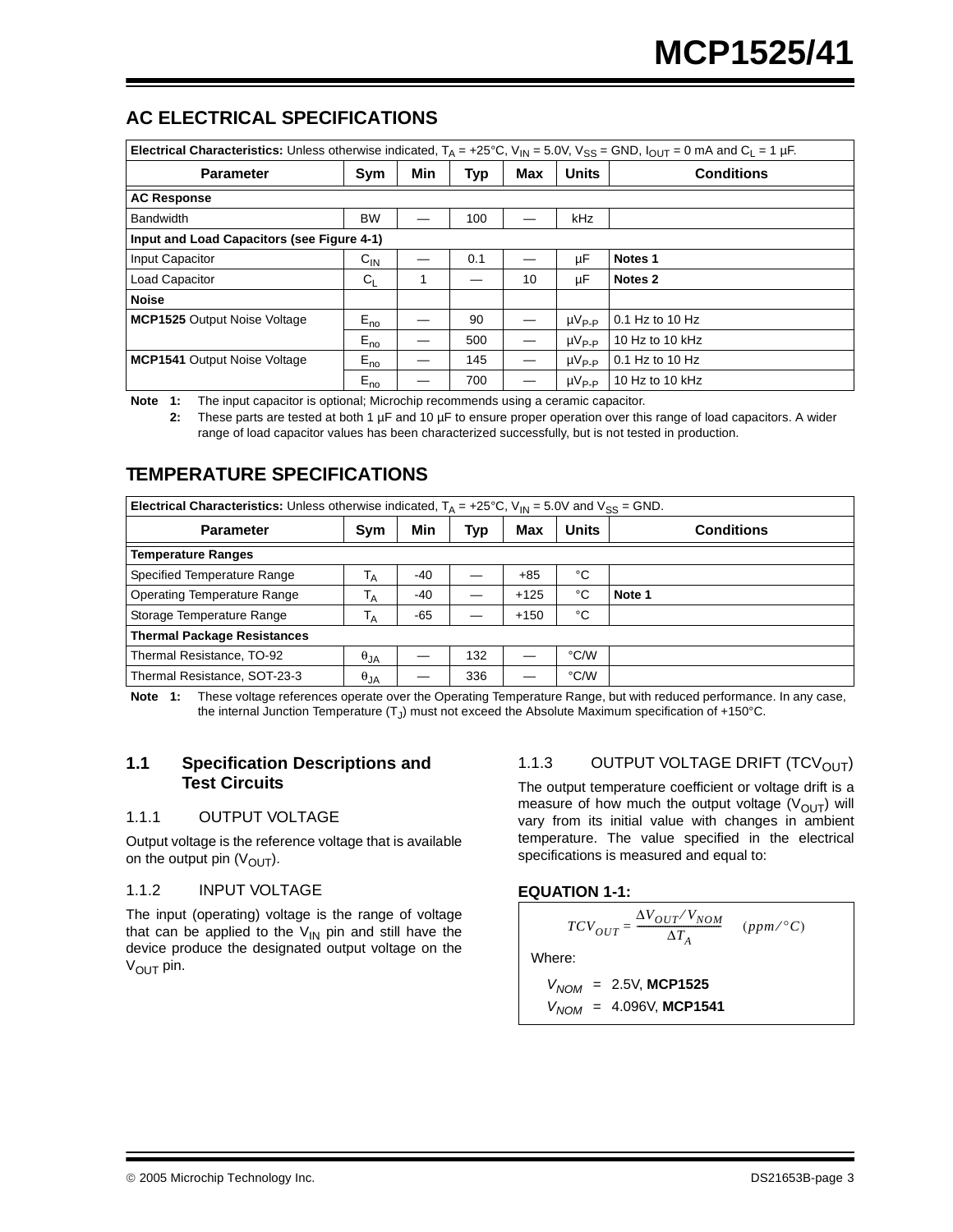## AC ELECTRICAL SPECIFICATIONS

| **Electrical Characteristics:** Unless otherwise indicated, $T_A$ = +25°C, $V_{IN}$ = 5.0V, $V_{SS}$ = GND, $I_{OUT}$ = 0 mA and $C_L$ = 1 µF. | | | | | | |
|---|---|---|---|---|---|---|
| **Parameter** | **Sym** | **Min** | **Typ** | **Max** | **Units** | **Conditions** |
| **AC Response** | | | | | | |
| Bandwidth | BW | — | 100 | — | kHz | |
| **Input and Load Capacitors (see Figure 4-1)** | | | | | | |
| Input Capacitor | $C_{IN}$ | — | 0.1 | — | µF | **Notes 1** |
| Load Capacitor | $C_L$ | 1 | — | 10 | µF | **Notes 2** |
| **Noise** | | | | | | |
| **MCP1525** Output Noise Voltage | $E_{no}$ | — | 90 | — | $µV_{P-P}$ | 0.1 Hz to 10 Hz |
| | $E_{no}$ | — | 500 | — | $µV_{P-P}$ | 10 Hz to 10 kHz |
| **MCP1541** Output Noise Voltage | $E_{no}$ | — | 145 | — | $µV_{P-P}$ | 0.1 Hz to 10 Hz |
| | $E_{no}$ | — | 700 | — | $µV_{P-P}$ | 10 Hz to 10 kHz |

**Note 1:** The input capacitor is optional; Microchip recommends using a ceramic capacitor.

**2:** These parts are tested at both 1 µF and 10 µF to ensure proper operation over this range of load capacitors. A wider range of load capacitor values has been characterized successfully, but is not tested in production.

## TEMPERATURE SPECIFICATIONS

| **Electrical Characteristics:** Unless otherwise indicated, $T_A$ = +25°C, $V_{IN}$ = 5.0V and $V_{SS}$ = GND. | | | | | | |
|---|---|---|---|---|---|---|
| **Parameter** | **Sym** | **Min** | **Typ** | **Max** | **Units** | **Conditions** |
| **Temperature Ranges** | | | | | | |
| Specified Temperature Range | $T_A$ | -40 | — | +85 | °C | |
| Operating Temperature Range | $T_A$ | -40 | — | +125 | °C | **Note 1** |
| Storage Temperature Range | $T_A$ | -65 | — | +150 | °C | |
| **Thermal Package Resistances** | | | | | | |
| Thermal Resistance, TO-92 | $\theta_{JA}$ | — | 132 | — | °C/W | |
| Thermal Resistance, SOT-23-3 | $\theta_{JA}$ | — | 336 | — | °C/W | |

**Note 1:** These voltage references operate over the Operating Temperature Range, but with reduced performance. In any case, the internal Junction Temperature ($T_J$) must not exceed the Absolute Maximum specification of +150°C.

### 1.1 Specification Descriptions and Test Circuits

#### 1.1.1 OUTPUT VOLTAGE

Output voltage is the reference voltage that is available on the output pin ($V_{OUT}$).

#### 1.1.2 INPUT VOLTAGE

The input (operating) voltage is the range of voltage that can be applied to the $V_{IN}$ pin and still have the device produce the designated output voltage on the $V_{OUT}$ pin.

#### 1.1.3 OUTPUT VOLTAGE DRIFT ($TCV_{OUT}$)

The output temperature coefficient or voltage drift is a measure of how much the output voltage ($V_{OUT}$) will vary from its initial value with changes in ambient temperature. The value specified in the electrical specifications is measured and equal to:

**EQUATION 1-1:**

$$TCV_{OUT} = \frac{\Delta V_{OUT} / V_{NOM}}{\Delta T_A} \quad (ppm/°C)$$

Where:

$V_{NOM}$ = 2.5V, **MCP1525**

$V_{NOM}$ = 4.096V, **MCP1541**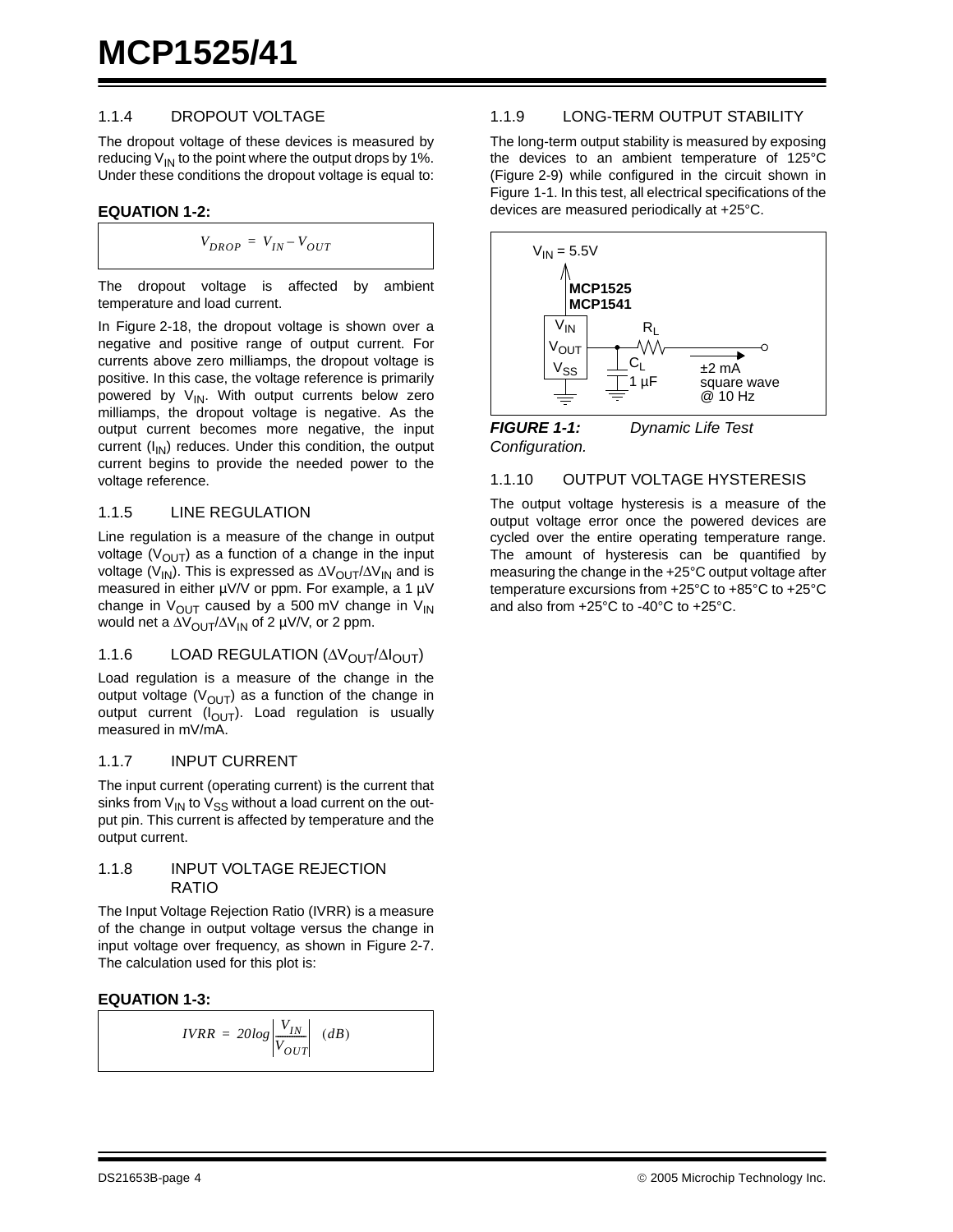### 1.1.4 DROPOUT VOLTAGE

The dropout voltage of these devices is measured by reducing $V_{IN}$ to the point where the output drops by 1%. Under these conditions the dropout voltage is equal to:

**EQUATION 1-2:**

$$V_{DROP} = V_{IN} - V_{OUT}$$

The dropout voltage is affected by ambient temperature and load current.

In Figure 2-18, the dropout voltage is shown over a negative and positive range of output current. For currents above zero milliamps, the dropout voltage is positive. In this case, the voltage reference is primarily powered by $V_{IN}$. With output currents below zero milliamps, the dropout voltage is negative. As the output current becomes more negative, the input current ($I_{IN}$) reduces. Under this condition, the output current begins to provide the needed power to the voltage reference.

### 1.1.5 LINE REGULATION

Line regulation is a measure of the change in output voltage ($V_{OUT}$) as a function of a change in the input voltage ($V_{IN}$). This is expressed as $\Delta V_{OUT}/\Delta V_{IN}$ and is measured in either µV/V or ppm. For example, a 1 µV change in $V_{OUT}$ caused by a 500 mV change in $V_{IN}$ would net a $\Delta V_{OUT}/\Delta V_{IN}$ of 2 µV/V, or 2 ppm.

### 1.1.6 LOAD REGULATION ($\Delta V_{OUT}/\Delta I_{OUT}$)

Load regulation is a measure of the change in the output voltage ($V_{OUT}$) as a function of the change in output current ($I_{OUT}$). Load regulation is usually measured in mV/mA.

### 1.1.7 INPUT CURRENT

The input current (operating current) is the current that sinks from $V_{IN}$ to $V_{SS}$ without a load current on the output pin. This current is affected by temperature and the output current.

### 1.1.8 INPUT VOLTAGE REJECTION RATIO

The Input Voltage Rejection Ratio (IVRR) is a measure of the change in output voltage versus the change in input voltage over frequency, as shown in Figure 2-7. The calculation used for this plot is:

**EQUATION 1-3:**

$$IVRR = 20\log\left|\frac{V_{IN}}{V_{OUT}}\right| \quad (dB)$$

### 1.1.9 LONG-TERM OUTPUT STABILITY

The long-term output stability is measured by exposing the devices to an ambient temperature of 125°C (Figure 2-9) while configured in the circuit shown in Figure 1-1. In this test, all electrical specifications of the devices are measured periodically at +25°C.

$V_{IN}$ = 5.5V

MCP1525
MCP1541

$V_{IN}$
$V_{OUT}$
$V_{SS}$

$R_L$

$C_L$
1 µF

±2 mA
square wave
@ 10 Hz

***FIGURE 1-1:*** *Dynamic Life Test Configuration.*

### 1.1.10 OUTPUT VOLTAGE HYSTERESIS

The output voltage hysteresis is a measure of the output voltage error once the powered devices are cycled over the entire operating temperature range. The amount of hysteresis can be quantified by measuring the change in the +25°C output voltage after temperature excursions from +25°C to +85°C to +25°C and also from +25°C to -40°C to +25°C.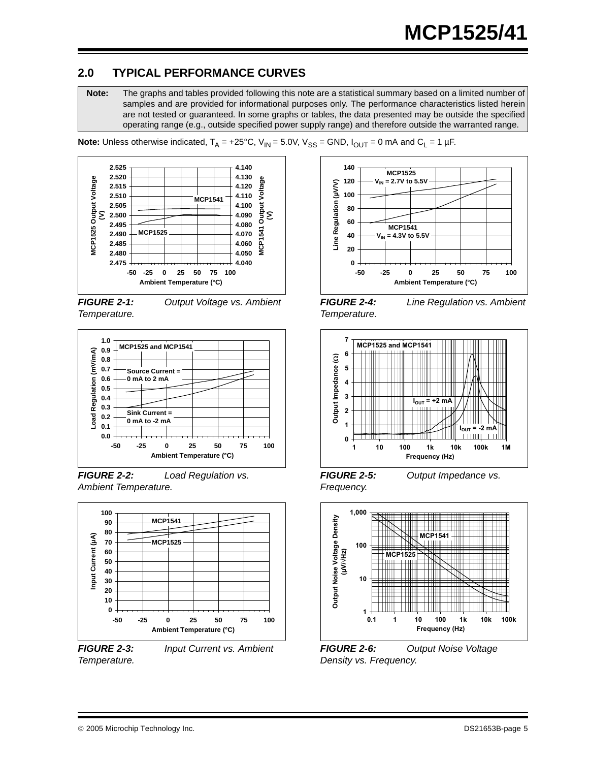## 2.0 TYPICAL PERFORMANCE CURVES

**Note:** The graphs and tables provided following this note are a statistical summary based on a limited number of samples and are provided for informational purposes only. The performance characteristics listed herein are not tested or guaranteed. In some graphs or tables, the data presented may be outside the specified operating range (e.g., outside specified power supply range) and therefore outside the warranted range.

**Note:** Unless otherwise indicated, $T_A$ = +25°C, $V_{IN}$ = 5.0V, $V_{SS}$ = GND, $I_{OUT}$ = 0 mA and $C_L$ = 1 µF.

***FIGURE 2-1:*** *Output Voltage vs. Ambient Temperature.*

***FIGURE 2-2:*** *Load Regulation vs. Ambient Temperature.*

***FIGURE 2-3:*** *Input Current vs. Ambient Temperature.*

***FIGURE 2-4:*** *Line Regulation vs. Ambient Temperature.*

***FIGURE 2-5:*** *Output Impedance vs. Frequency.*

***FIGURE 2-6:*** *Output Noise Voltage Density vs. Frequency.*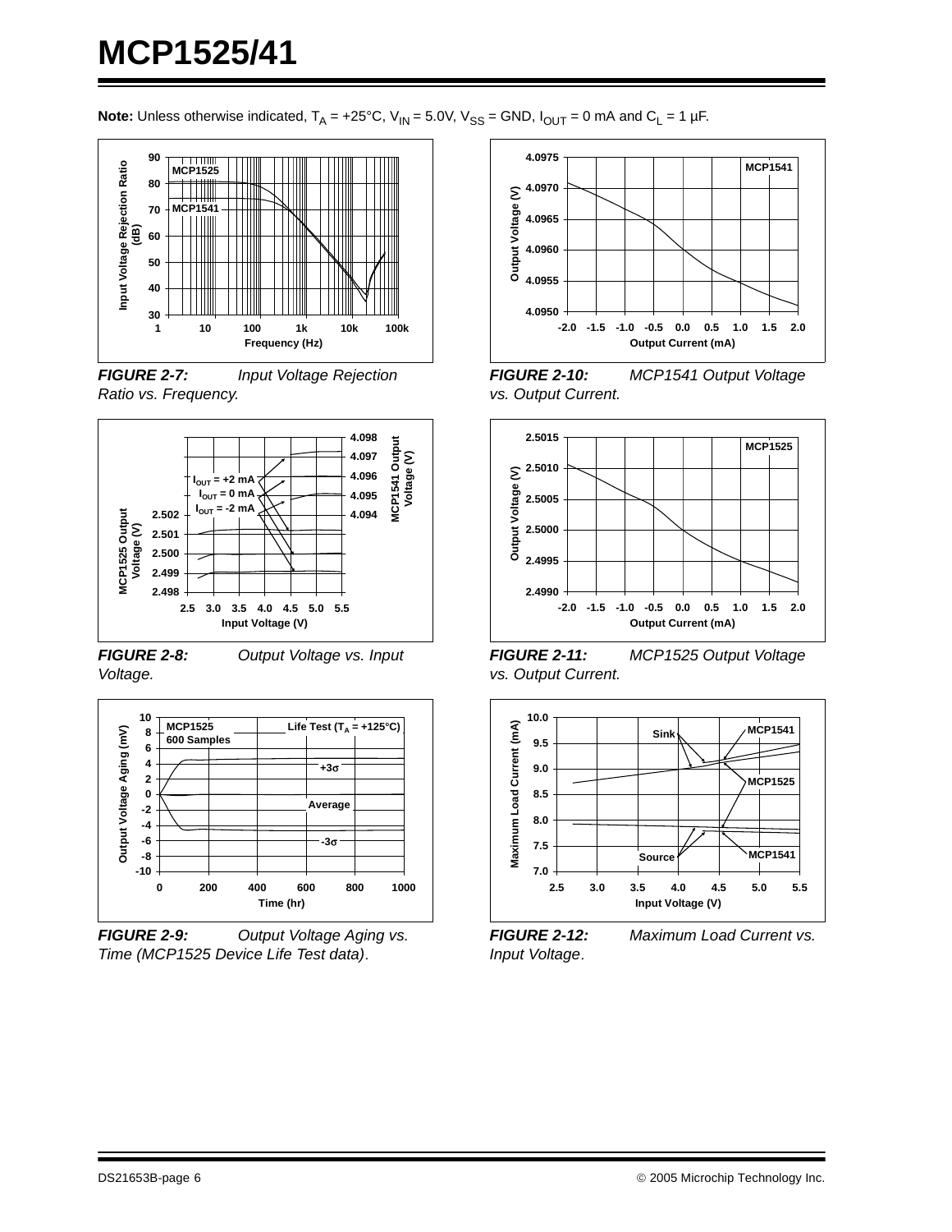**Note:** Unless otherwise indicated, $T_A$ = +25°C, $V_{IN}$ = 5.0V, $V_{SS}$ = GND, $I_{OUT}$ = 0 mA and $C_L$ = 1 µF.

***FIGURE 2-7:*** *Input Voltage Rejection Ratio vs. Frequency.*

***FIGURE 2-8:*** *Output Voltage vs. Input Voltage.*

***FIGURE 2-9:*** *Output Voltage Aging vs. Time (MCP1525 Device Life Test data).*

***FIGURE 2-10:*** *MCP1541 Output Voltage vs. Output Current.*

***FIGURE 2-11:*** *MCP1525 Output Voltage vs. Output Current.*

***FIGURE 2-12:*** *Maximum Load Current vs. Input Voltage.*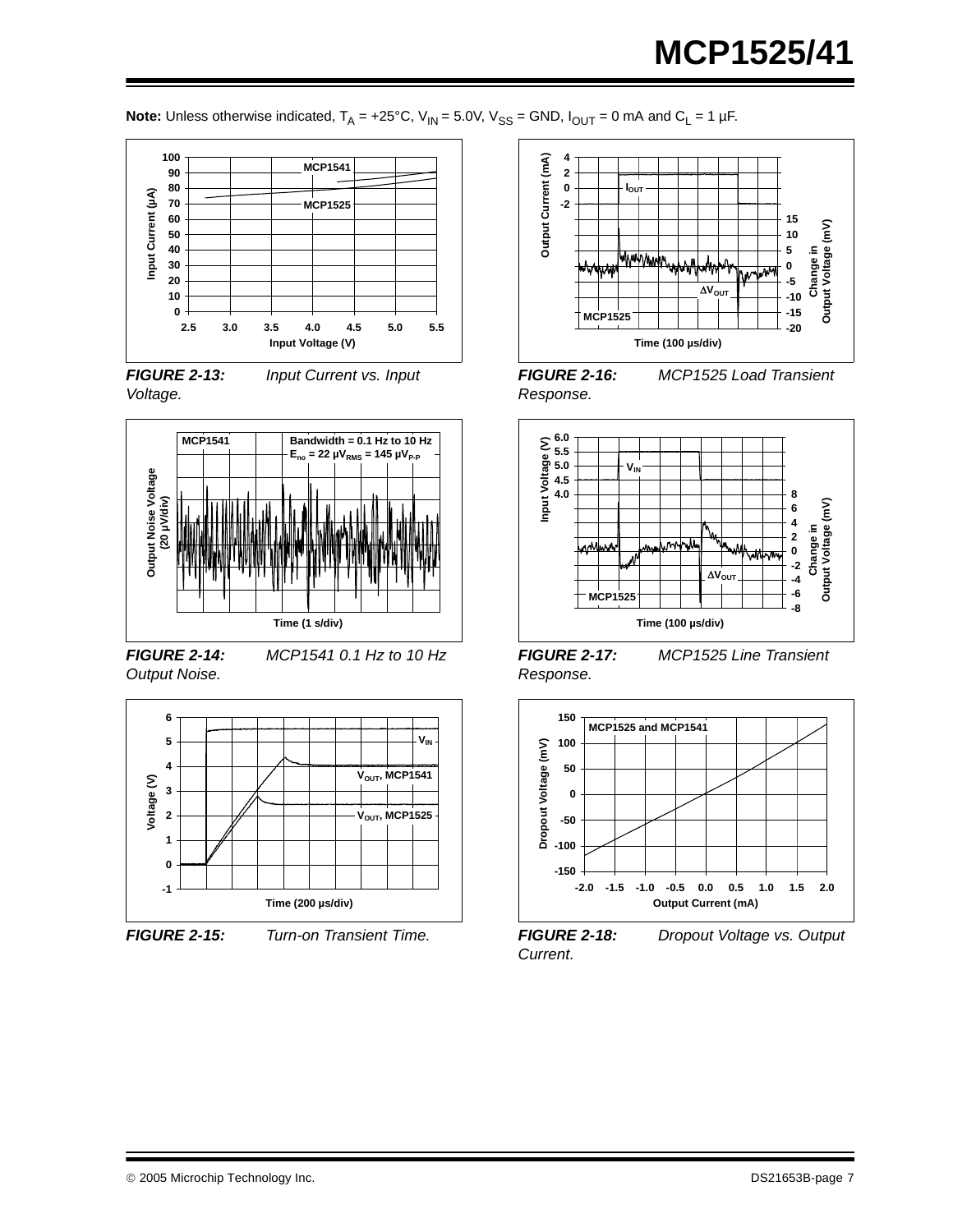**Note:** Unless otherwise indicated, $T_A$ = +25°C, $V_{IN}$ = 5.0V, $V_{SS}$ = GND, $I_{OUT}$ = 0 mA and $C_L$ = 1 µF.

***FIGURE 2-13:*** *Input Current vs. Input Voltage.*

***FIGURE 2-14:*** *MCP1541 0.1 Hz to 10 Hz Output Noise.*

***FIGURE 2-15:*** *Turn-on Transient Time.*

***FIGURE 2-16:*** *MCP1525 Load Transient Response.*

***FIGURE 2-17:*** *MCP1525 Line Transient Response.*

***FIGURE 2-18:*** *Dropout Voltage vs. Output Current.*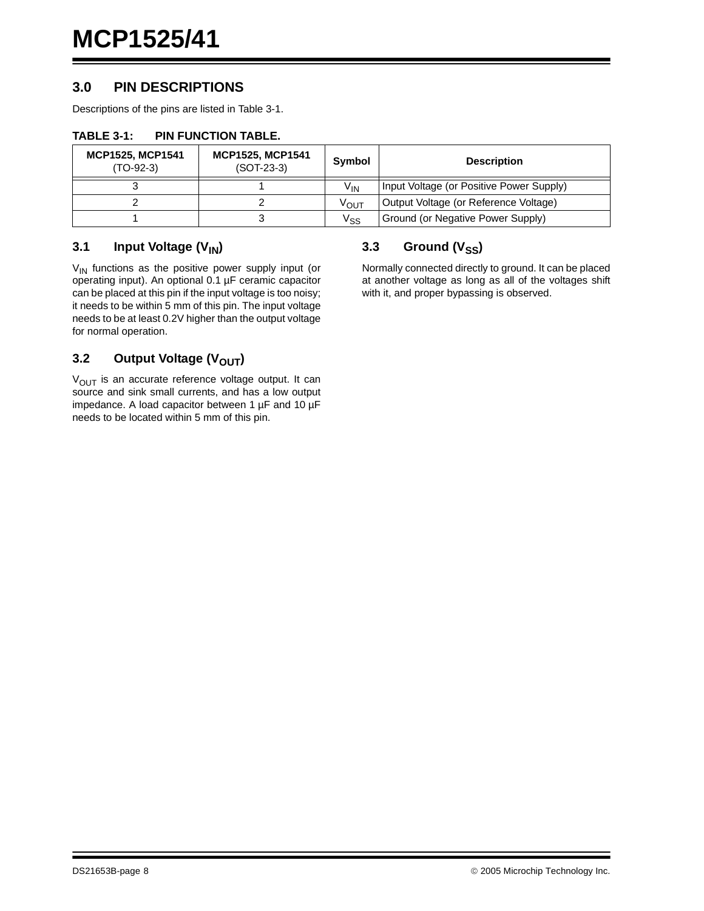## 3.0 PIN DESCRIPTIONS

Descriptions of the pins are listed in Table 3-1.

**TABLE 3-1: PIN FUNCTION TABLE.**

| MCP1525, MCP1541 (TO-92-3) | MCP1525, MCP1541 (SOT-23-3) | Symbol | Description |
|---|---|---|---|
| 3 | 1 | $V_{IN}$ | Input Voltage (or Positive Power Supply) |
| 2 | 2 | $V_{OUT}$ | Output Voltage (or Reference Voltage) |
| 1 | 3 | $V_{SS}$ | Ground (or Negative Power Supply) |

### 3.1 Input Voltage ($V_{IN}$)

$V_{IN}$ functions as the positive power supply input (or operating input). An optional 0.1 µF ceramic capacitor can be placed at this pin if the input voltage is too noisy; it needs to be within 5 mm of this pin. The input voltage needs to be at least 0.2V higher than the output voltage for normal operation.

### 3.2 Output Voltage ($V_{OUT}$)

$V_{OUT}$ is an accurate reference voltage output. It can source and sink small currents, and has a low output impedance. A load capacitor between 1 µF and 10 µF needs to be located within 5 mm of this pin.

### 3.3 Ground ($V_{SS}$)

Normally connected directly to ground. It can be placed at another voltage as long as all of the voltages shift with it, and proper bypassing is observed.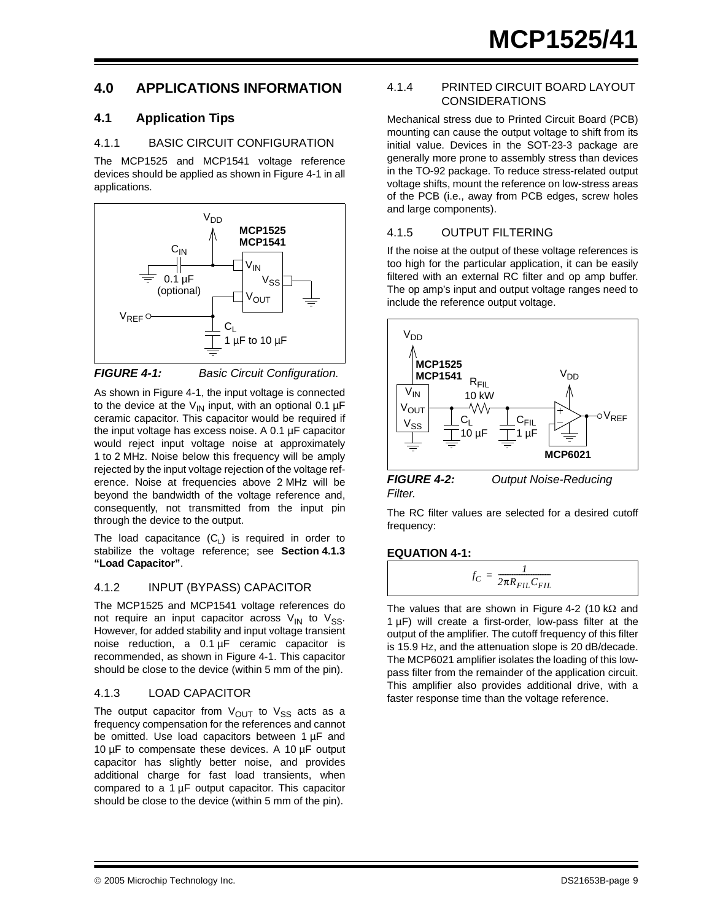# 4.0 APPLICATIONS INFORMATION

## 4.1 Application Tips

### 4.1.1 BASIC CIRCUIT CONFIGURATION

The MCP1525 and MCP1541 voltage reference devices should be applied as shown in Figure 4-1 in all applications.

***FIGURE 4-1:*** *Basic Circuit Configuration.*

As shown in Figure 4-1, the input voltage is connected to the device at the $V_{IN}$ input, with an optional 0.1 µF ceramic capacitor. This capacitor would be required if the input voltage has excess noise. A 0.1 µF capacitor would reject input voltage noise at approximately 1 to 2 MHz. Noise below this frequency will be amply rejected by the input voltage rejection of the voltage reference. Noise at frequencies above 2 MHz will be beyond the bandwidth of the voltage reference and, consequently, not transmitted from the input pin through the device to the output.

The load capacitance ($C_L$) is required in order to stabilize the voltage reference; see **Section 4.1.3 "Load Capacitor"**.

### 4.1.2 INPUT (BYPASS) CAPACITOR

The MCP1525 and MCP1541 voltage references do not require an input capacitor across $V_{IN}$ to $V_{SS}$. However, for added stability and input voltage transient noise reduction, a 0.1 µF ceramic capacitor is recommended, as shown in Figure 4-1. This capacitor should be close to the device (within 5 mm of the pin).

### 4.1.3 LOAD CAPACITOR

The output capacitor from $V_{OUT}$ to $V_{SS}$ acts as a frequency compensation for the references and cannot be omitted. Use load capacitors between 1 µF and 10 µF to compensate these devices. A 10 µF output capacitor has slightly better noise, and provides additional charge for fast load transients, when compared to a 1 µF output capacitor. This capacitor should be close to the device (within 5 mm of the pin).

### 4.1.4 PRINTED CIRCUIT BOARD LAYOUT CONSIDERATIONS

Mechanical stress due to Printed Circuit Board (PCB) mounting can cause the output voltage to shift from its initial value. Devices in the SOT-23-3 package are generally more prone to assembly stress than devices in the TO-92 package. To reduce stress-related output voltage shifts, mount the reference on low-stress areas of the PCB (i.e., away from PCB edges, screw holes and large components).

### 4.1.5 OUTPUT FILTERING

If the noise at the output of these voltage references is too high for the particular application, it can be easily filtered with an external RC filter and op amp buffer. The op amp's input and output voltage ranges need to include the reference output voltage.

***FIGURE 4-2:*** *Output Noise-Reducing Filter.*

The RC filter values are selected for a desired cutoff frequency:

**EQUATION 4-1:**

$$f_C = \frac{1}{2\pi R_{FIL} C_{FIL}}$$

The values that are shown in Figure 4-2 (10 kΩ and 1 µF) will create a first-order, low-pass filter at the output of the amplifier. The cutoff frequency of this filter is 15.9 Hz, and the attenuation slope is 20 dB/decade. The MCP6021 amplifier isolates the loading of this low-pass filter from the remainder of the application circuit. This amplifier also provides additional drive, with a faster response time than the voltage reference.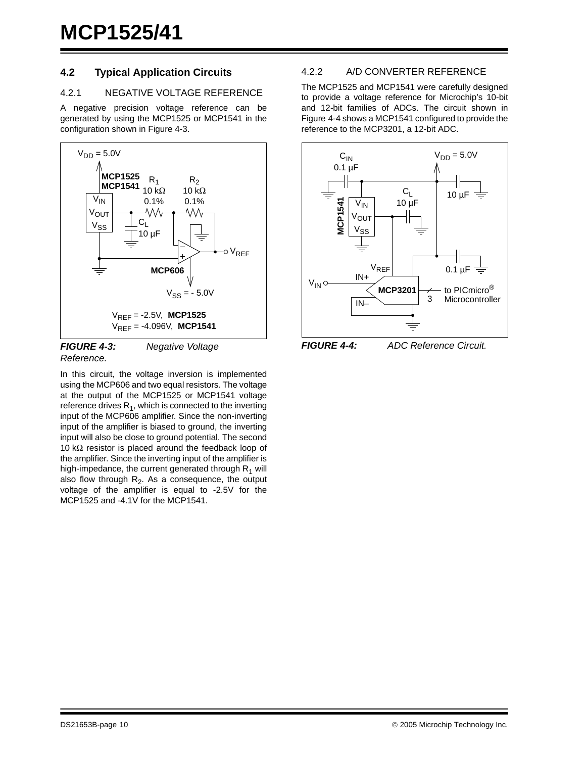## 4.2 Typical Application Circuits

### 4.2.1 NEGATIVE VOLTAGE REFERENCE

A negative precision voltage reference can be generated by using the MCP1525 or MCP1541 in the configuration shown in Figure 4-3.

***FIGURE 4-3:*** *Negative Voltage Reference.*

In this circuit, the voltage inversion is implemented using the MCP606 and two equal resistors. The voltage at the output of the MCP1525 or MCP1541 voltage reference drives $R_1$, which is connected to the inverting input of the MCP606 amplifier. Since the non-inverting input of the amplifier is biased to ground, the inverting input will also be close to ground potential. The second 10 kΩ resistor is placed around the feedback loop of the amplifier. Since the inverting input of the amplifier is high-impedance, the current generated through $R_1$ will also flow through $R_2$. As a consequence, the output voltage of the amplifier is equal to -2.5V for the MCP1525 and -4.1V for the MCP1541.

### 4.2.2 A/D CONVERTER REFERENCE

The MCP1525 and MCP1541 were carefully designed to provide a voltage reference for Microchip's 10-bit and 12-bit families of ADCs. The circuit shown in Figure 4-4 shows a MCP1541 configured to provide the reference to the MCP3201, a 12-bit ADC.

***FIGURE 4-4:*** *ADC Reference Circuit.*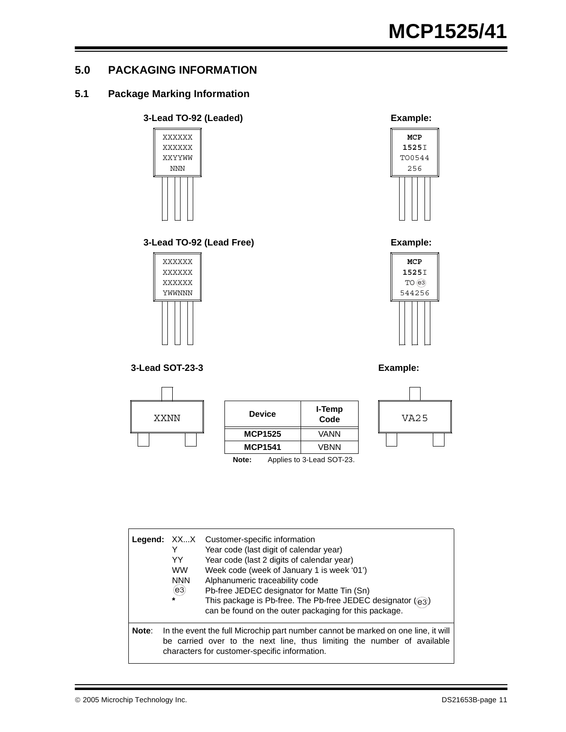## 5.0 PACKAGING INFORMATION

### 5.1 Package Marking Information

**3-Lead TO-92 (Leaded)**

```
XXXXXX
XXXXXX
XXYYWW
NNN
```

**Example:**

```
MCP
1525I
TO0544
256
```

**3-Lead TO-92 (Lead Free)**

```
XXXXXX
XXXXXX
XXXXXX
YWWNNN
```

**Example:**

```
MCP
1525I
TO (e3)
544256
```

**3-Lead SOT-23-3**

```
XXNN
```

| Device | I-Temp Code |
|---|---|
| **MCP1525** | VANN |
| **MCP1541** | VBNN |

**Note:** Applies to 3-Lead SOT-23.

**Example:**

```
VA25
```

| **Legend:** | | |
|---|---|---|
| | XX...X | Customer-specific information |
| | Y | Year code (last digit of calendar year) |
| | YY | Year code (last 2 digits of calendar year) |
| | WW | Week code (week of January 1 is week '01') |
| | NNN | Alphanumeric traceability code |
| | (e3) | Pb-free JEDEC designator for Matte Tin (Sn) |
| | * | This package is Pb-free. The Pb-free JEDEC designator ((e3)) can be found on the outer packaging for this package. |

**Note**: In the event the full Microchip part number cannot be marked on one line, it will be carried over to the next line, thus limiting the number of available characters for customer-specific information.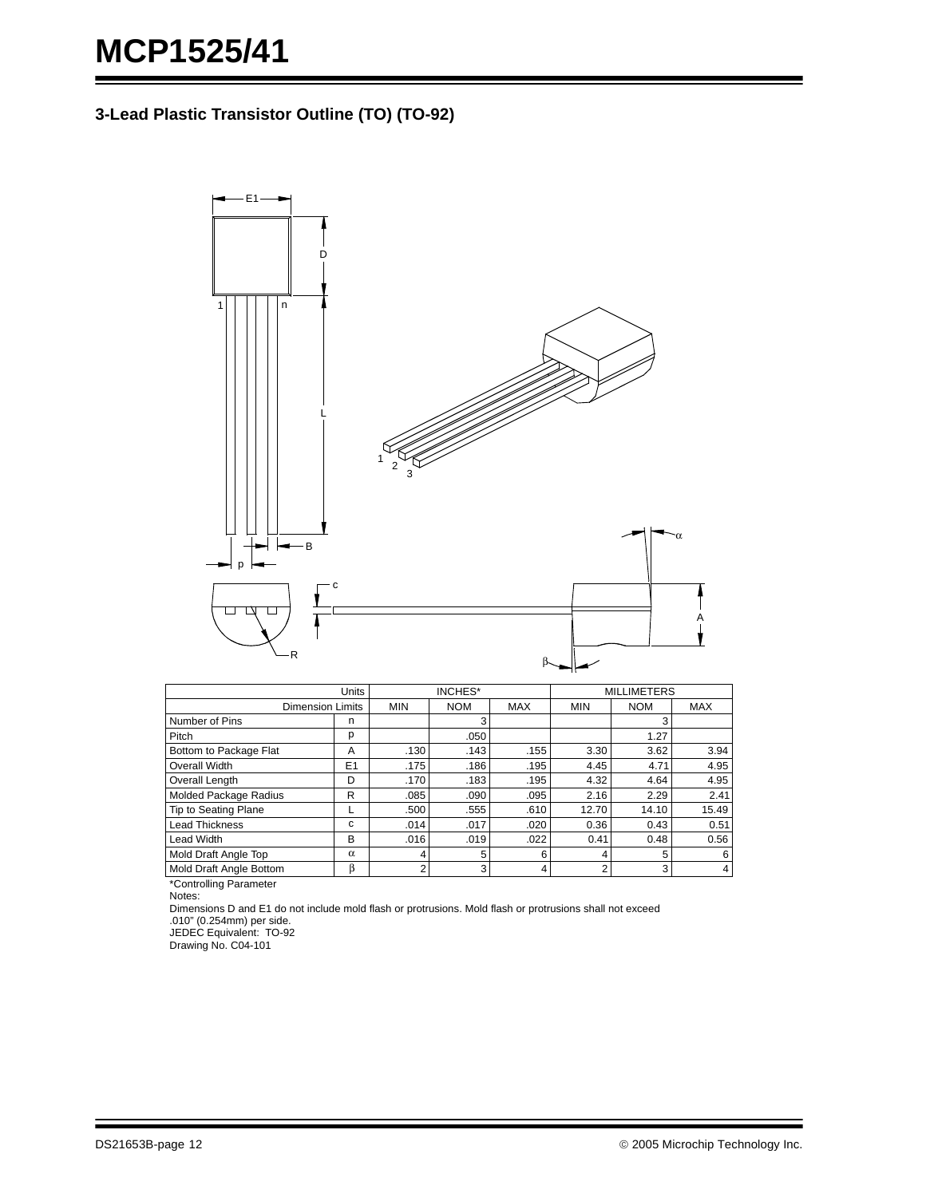## 3-Lead Plastic Transistor Outline (TO) (TO-92)

| Units | | INCHES* | | | MILLIMETERS | | |
|---|---|---|---|---|---|---|---|
| Dimension Limits | | MIN | NOM | MAX | MIN | NOM | MAX |
| Number of Pins | n | | 3 | | | 3 | |
| Pitch | p | | .050 | | | 1.27 | |
| Bottom to Package Flat | A | .130 | .143 | .155 | 3.30 | 3.62 | 3.94 |
| Overall Width | E1 | .175 | .186 | .195 | 4.45 | 4.71 | 4.95 |
| Overall Length | D | .170 | .183 | .195 | 4.32 | 4.64 | 4.95 |
| Molded Package Radius | R | .085 | .090 | .095 | 2.16 | 2.29 | 2.41 |
| Tip to Seating Plane | L | .500 | .555 | .610 | 12.70 | 14.10 | 15.49 |
| Lead Thickness | c | .014 | .017 | .020 | 0.36 | 0.43 | 0.51 |
| Lead Width | B | .016 | .019 | .022 | 0.41 | 0.48 | 0.56 |
| Mold Draft Angle Top | $\alpha$ | 4 | 5 | 6 | 4 | 5 | 6 |
| Mold Draft Angle Bottom | $\beta$ | 2 | 3 | 4 | 2 | 3 | 4 |

*Controlling Parameter

Notes:

Dimensions D and E1 do not include mold flash or protrusions. Mold flash or protrusions shall not exceed .010" (0.254mm) per side.

JEDEC Equivalent: TO-92

Drawing No. C04-101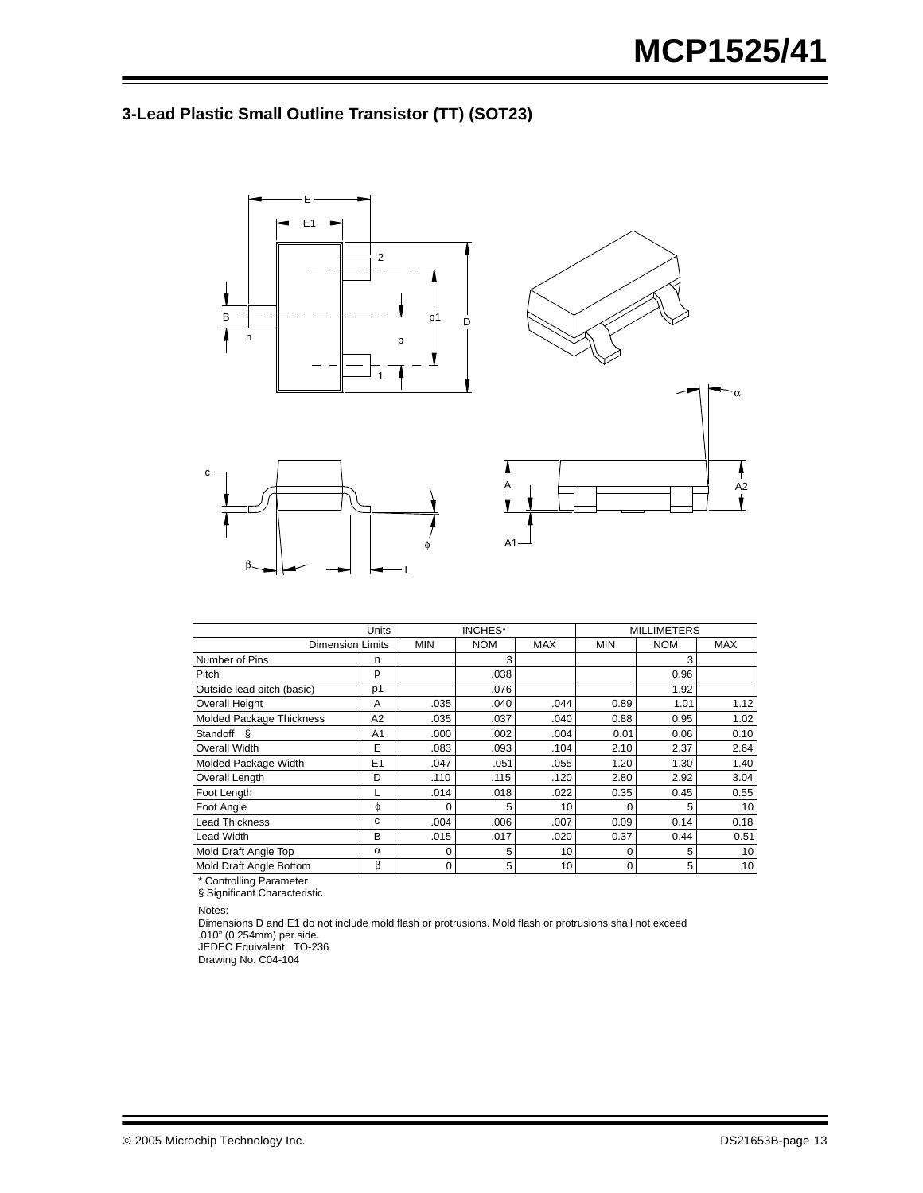## 3-Lead Plastic Small Outline Transistor (TT) (SOT23)

| Units | | INCHES* | | | MILLIMETERS | | |
|---|---|---|---|---|---|---|---|
| Dimension Limits | | MIN | NOM | MAX | MIN | NOM | MAX |
| Number of Pins | n | | 3 | | | 3 | |
| Pitch | p | | .038 | | | 0.96 | |
| Outside lead pitch (basic) | p1 | | .076 | | | 1.92 | |
| Overall Height | A | .035 | .040 | .044 | 0.89 | 1.01 | 1.12 |
| Molded Package Thickness | A2 | .035 | .037 | .040 | 0.88 | 0.95 | 1.02 |
| Standoff § | A1 | .000 | .002 | .004 | 0.01 | 0.06 | 0.10 |
| Overall Width | E | .083 | .093 | .104 | 2.10 | 2.37 | 2.64 |
| Molded Package Width | E1 | .047 | .051 | .055 | 1.20 | 1.30 | 1.40 |
| Overall Length | D | .110 | .115 | .120 | 2.80 | 2.92 | 3.04 |
| Foot Length | L | .014 | .018 | .022 | 0.35 | 0.45 | 0.55 |
| Foot Angle | $\phi$ | 0 | 5 | 10 | 0 | 5 | 10 |
| Lead Thickness | c | .004 | .006 | .007 | 0.09 | 0.14 | 0.18 |
| Lead Width | B | .015 | .017 | .020 | 0.37 | 0.44 | 0.51 |
| Mold Draft Angle Top | $\alpha$ | 0 | 5 | 10 | 0 | 5 | 10 |
| Mold Draft Angle Bottom | $\beta$ | 0 | 5 | 10 | 0 | 5 | 10 |

\* Controlling Parameter
§ Significant Characteristic

Notes:
Dimensions D and E1 do not include mold flash or protrusions. Mold flash or protrusions shall not exceed .010" (0.254mm) per side.
JEDEC Equivalent: TO-236
Drawing No. C04-104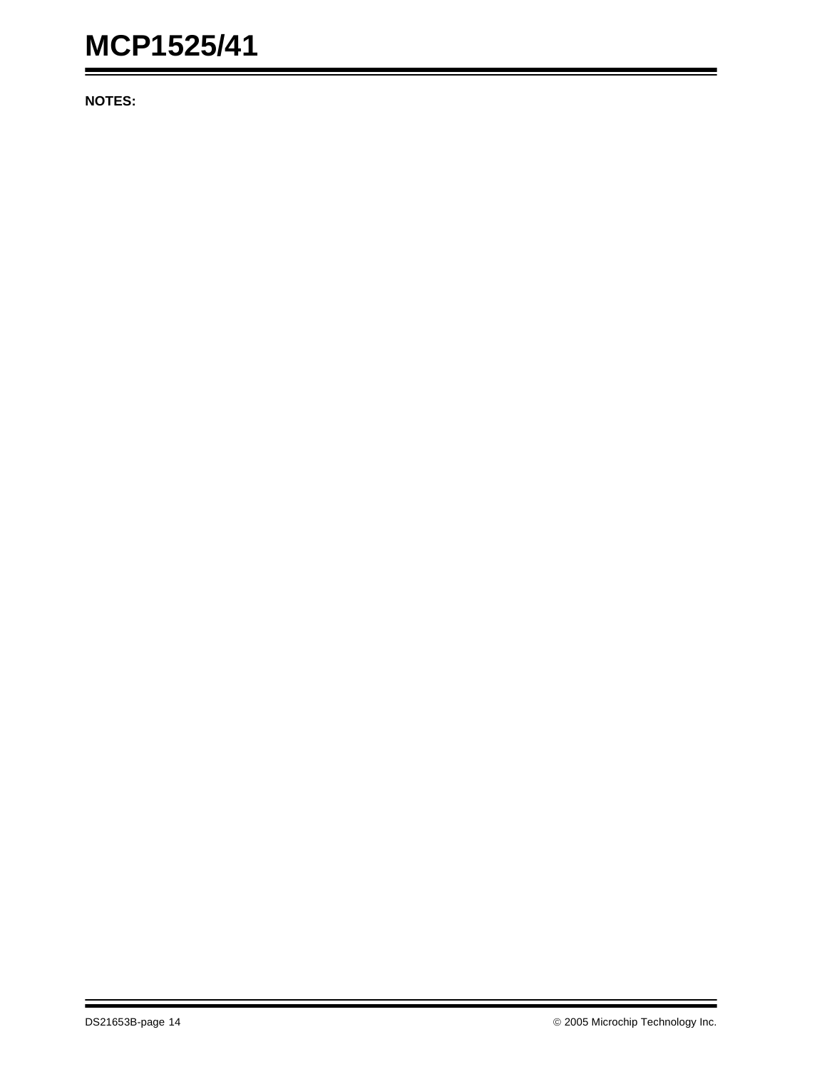**NOTES:**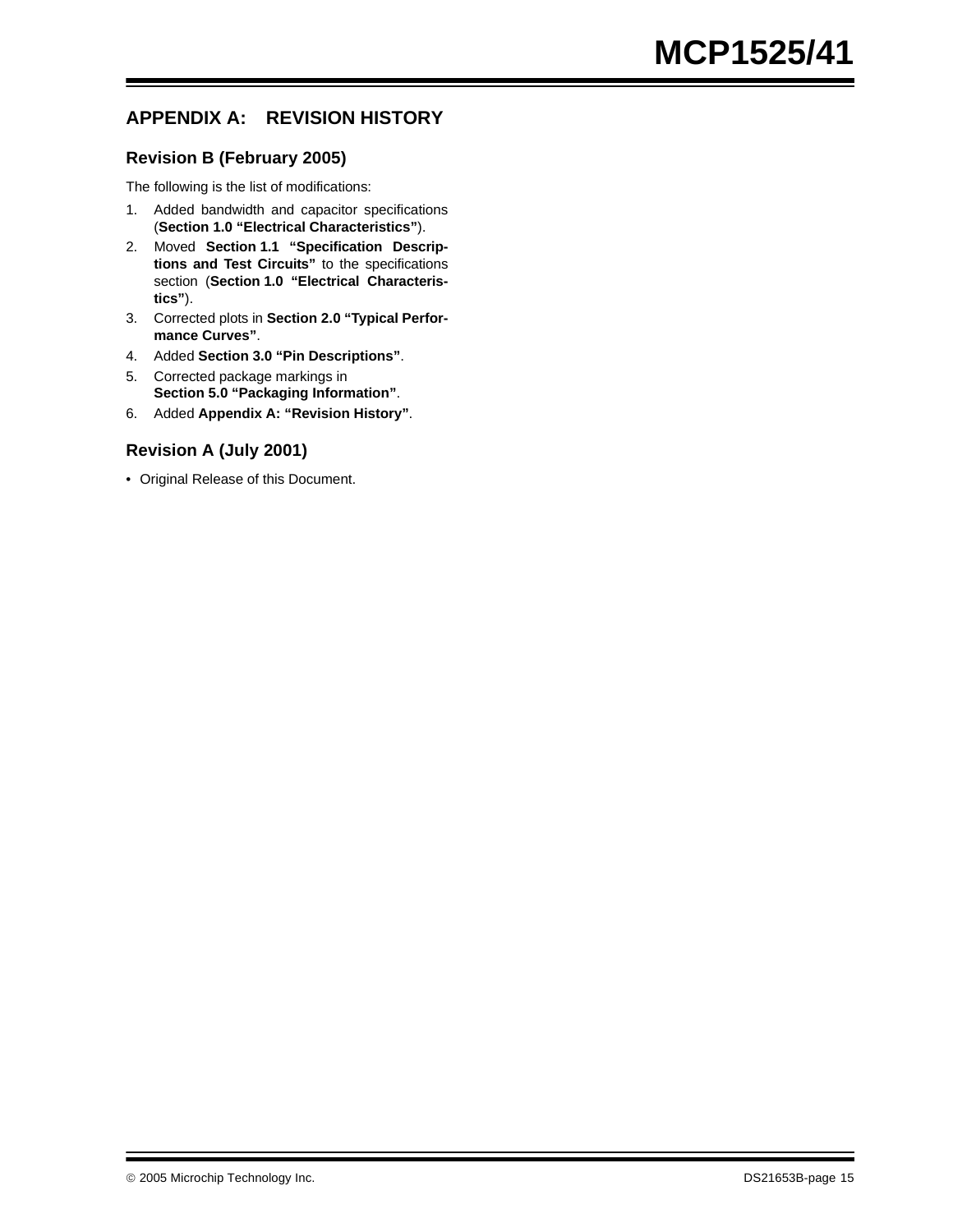## APPENDIX A: REVISION HISTORY

### Revision B (February 2005)

The following is the list of modifications:

1. Added bandwidth and capacitor specifications (**Section 1.0 "Electrical Characteristics"**).
2. Moved **Section 1.1 "Specification Descriptions and Test Circuits"** to the specifications section (**Section 1.0 "Electrical Characteristics"**).
3. Corrected plots in **Section 2.0 "Typical Performance Curves"**.
4. Added **Section 3.0 "Pin Descriptions"**.
5. Corrected package markings in **Section 5.0 "Packaging Information"**.
6. Added **Appendix A: "Revision History"**.

### Revision A (July 2001)

- Original Release of this Document.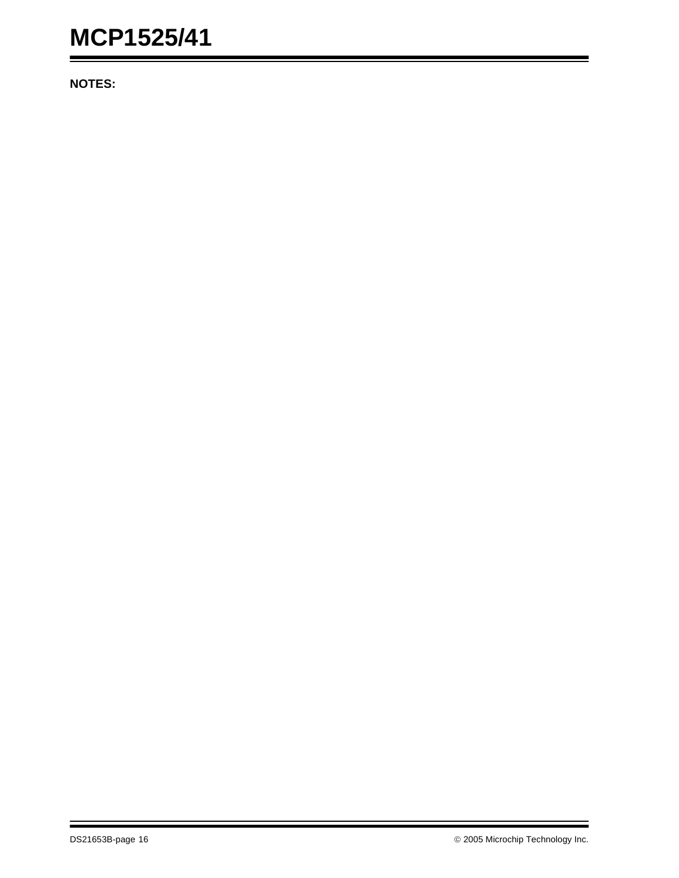**NOTES:**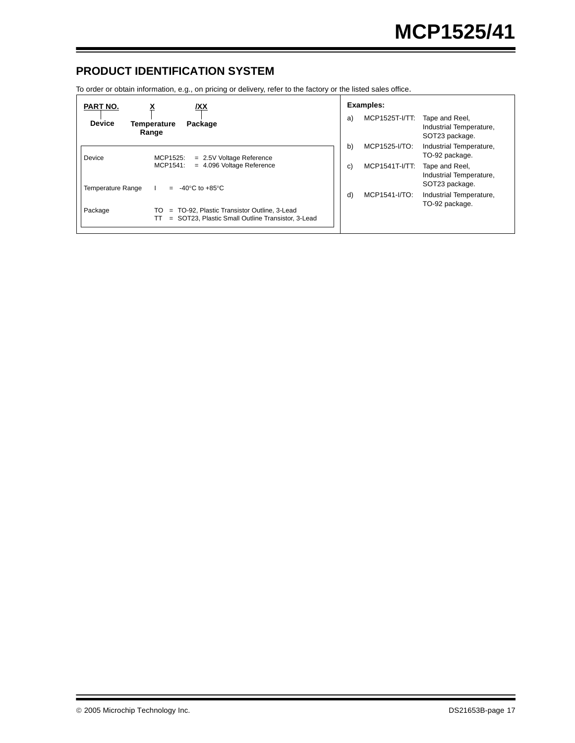## PRODUCT IDENTIFICATION SYSTEM

To order or obtain information, e.g., on pricing or delivery, refer to the factory or the listed sales office.

| PART NO. | X | /XX |
|---|---|---|
| Device | Temperature Range | Package |

| | |
|---|---|
| Device | MCP1525: = 2.5V Voltage Reference<br>MCP1541: = 4.096 Voltage Reference |
| Temperature Range | I = -40°C to +85°C |
| Package | TO = TO-92, Plastic Transistor Outline, 3-Lead<br>TT = SOT23, Plastic Small Outline Transistor, 3-Lead |

**Examples:**

a) MCP1525T-I/TT: Tape and Reel, Industrial Temperature, SOT23 package.

b) MCP1525-I/TO: Industrial Temperature, TO-92 package.

c) MCP1541T-I/TT: Tape and Reel, Industrial Temperature, SOT23 package.

d) MCP1541-I/TO: Industrial Temperature, TO-92 package.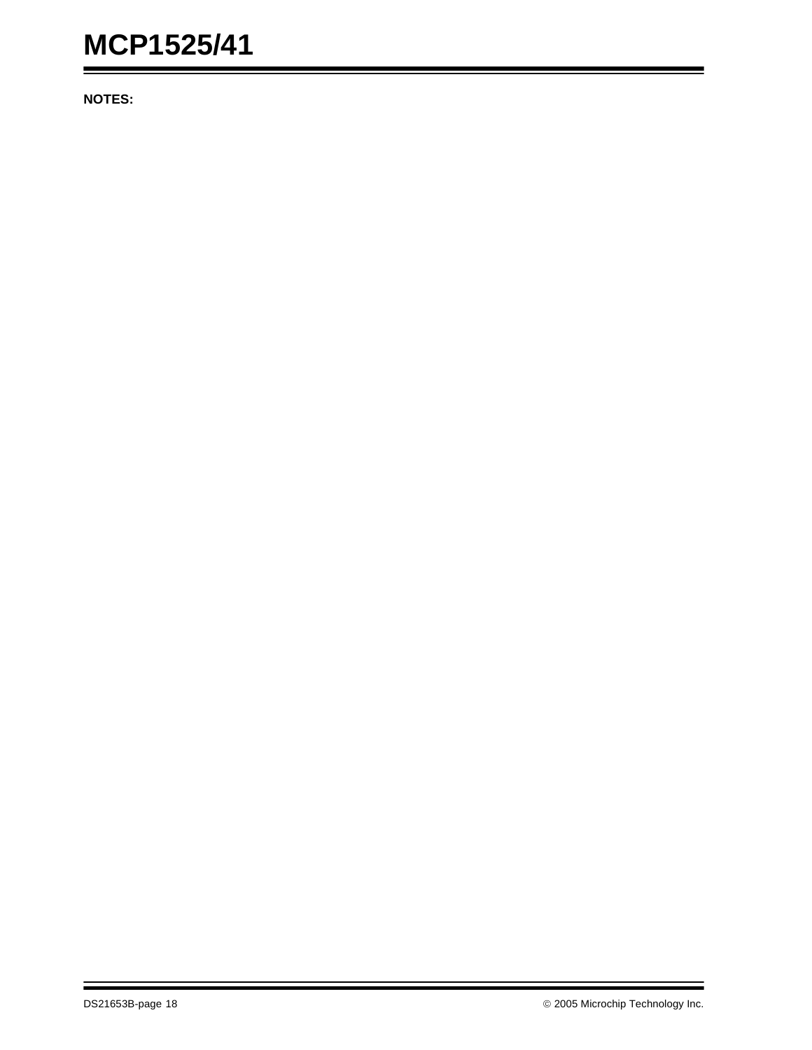**NOTES:**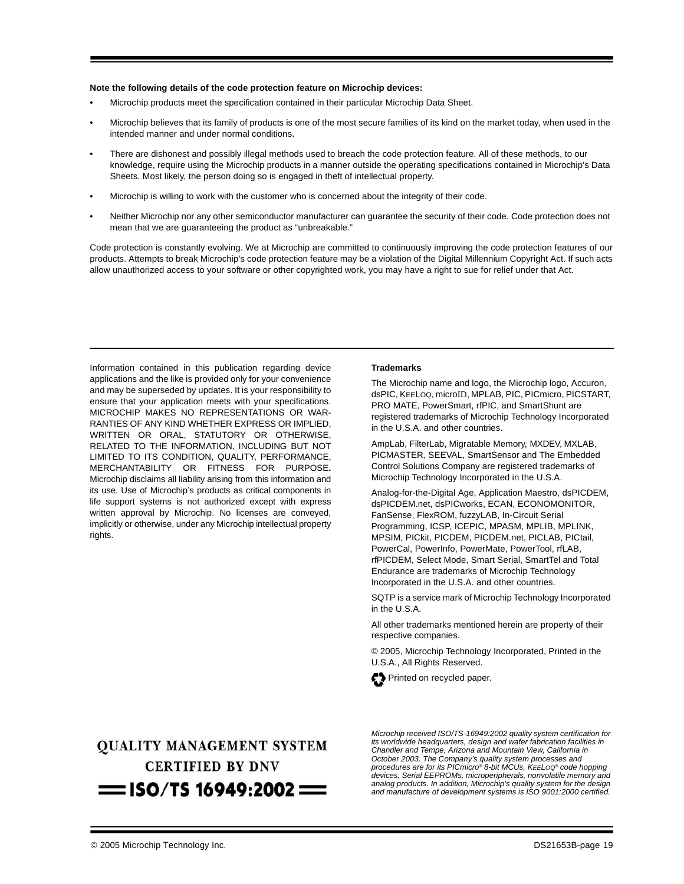**Note the following details of the code protection feature on Microchip devices:**

- Microchip products meet the specification contained in their particular Microchip Data Sheet.
- Microchip believes that its family of products is one of the most secure families of its kind on the market today, when used in the intended manner and under normal conditions.
- There are dishonest and possibly illegal methods used to breach the code protection feature. All of these methods, to our knowledge, require using the Microchip products in a manner outside the operating specifications contained in Microchip's Data Sheets. Most likely, the person doing so is engaged in theft of intellectual property.
- Microchip is willing to work with the customer who is concerned about the integrity of their code.
- Neither Microchip nor any other semiconductor manufacturer can guarantee the security of their code. Code protection does not mean that we are guaranteeing the product as "unbreakable."

Code protection is constantly evolving. We at Microchip are committed to continuously improving the code protection features of our products. Attempts to break Microchip's code protection feature may be a violation of the Digital Millennium Copyright Act. If such acts allow unauthorized access to your software or other copyrighted work, you may have a right to sue for relief under that Act.

---

Information contained in this publication regarding device applications and the like is provided only for your convenience and may be superseded by updates. It is your responsibility to ensure that your application meets with your specifications. MICROCHIP MAKES NO REPRESENTATIONS OR WARRANTIES OF ANY KIND WHETHER EXPRESS OR IMPLIED, WRITTEN OR ORAL, STATUTORY OR OTHERWISE, RELATED TO THE INFORMATION, INCLUDING BUT NOT LIMITED TO ITS CONDITION, QUALITY, PERFORMANCE, MERCHANTABILITY OR FITNESS FOR PURPOSE**.** Microchip disclaims all liability arising from this information and its use. Use of Microchip's products as critical components in life support systems is not authorized except with express written approval by Microchip. No licenses are conveyed, implicitly or otherwise, under any Microchip intellectual property rights.

**Trademarks**

The Microchip name and logo, the Microchip logo, Accuron, dsPIC, KEELOQ, microID, MPLAB, PIC, PICmicro, PICSTART, PRO MATE, PowerSmart, rfPIC, and SmartShunt are registered trademarks of Microchip Technology Incorporated in the U.S.A. and other countries.

AmpLab, FilterLab, Migratable Memory, MXDEV, MXLAB, PICMASTER, SEEVAL, SmartSensor and The Embedded Control Solutions Company are registered trademarks of Microchip Technology Incorporated in the U.S.A.

Analog-for-the-Digital Age, Application Maestro, dsPICDEM, dsPICDEM.net, dsPICworks, ECAN, ECONOMONITOR, FanSense, FlexROM, fuzzyLAB, In-Circuit Serial Programming, ICSP, ICEPIC, MPASM, MPLIB, MPLINK, MPSIM, PICkit, PICDEM, PICDEM.net, PICLAB, PICtail, PowerCal, PowerInfo, PowerMate, PowerTool, rfLAB, rfPICDEM, Select Mode, Smart Serial, SmartTel and Total Endurance are trademarks of Microchip Technology Incorporated in the U.S.A. and other countries.

SQTP is a service mark of Microchip Technology Incorporated in the U.S.A.

All other trademarks mentioned herein are property of their respective companies.

© 2005, Microchip Technology Incorporated, Printed in the U.S.A., All Rights Reserved.

Printed on recycled paper.

QUALITY MANAGEMENT SYSTEM
CERTIFIED BY DNV
ISO/TS 16949:2002

*Microchip received ISO/TS-16949:2002 quality system certification for its worldwide headquarters, design and wafer fabrication facilities in Chandler and Tempe, Arizona and Mountain View, California in October 2003. The Company's quality system processes and procedures are for its PICmicro® 8-bit MCUs, KEELOQ® code hopping devices, Serial EEPROMs, microperipherals, nonvolatile memory and analog products. In addition, Microchip's quality system for the design and manufacture of development systems is ISO 9001:2000 certified.*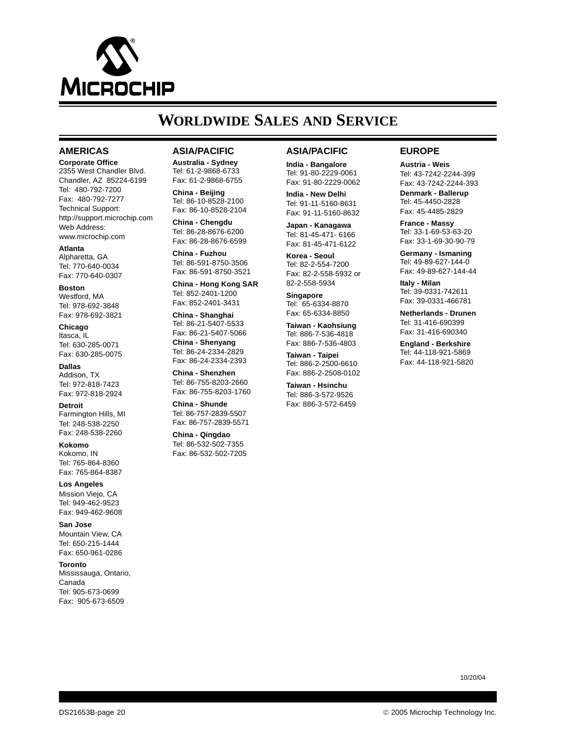# WORLDWIDE SALES AND SERVICE

## AMERICAS

**Corporate Office**
2355 West Chandler Blvd.
Chandler, AZ 85224-6199
Tel: 480-792-7200
Fax: 480-792-7277
Technical Support:
http://support.microchip.com
Web Address:
www.microchip.com

**Atlanta**
Alpharetta, GA
Tel: 770-640-0034
Fax: 770-640-0307

**Boston**
Westford, MA
Tel: 978-692-3848
Fax: 978-692-3821

**Chicago**
Itasca, IL
Tel: 630-285-0071
Fax: 630-285-0075

**Dallas**
Addison, TX
Tel: 972-818-7423
Fax: 972-818-2924

**Detroit**
Farmington Hills, MI
Tel: 248-538-2250
Fax: 248-538-2260

**Kokomo**
Kokomo, IN
Tel: 765-864-8360
Fax: 765-864-8387

**Los Angeles**
Mission Viejo, CA
Tel: 949-462-9523
Fax: 949-462-9608

**San Jose**
Mountain View, CA
Tel: 650-215-1444
Fax: 650-961-0286

**Toronto**
Mississauga, Ontario,
Canada
Tel: 905-673-0699
Fax: 905-673-6509

## ASIA/PACIFIC

**Australia - Sydney**
Tel: 61-2-9868-6733
Fax: 61-2-9868-6755

**China - Beijing**
Tel: 86-10-8528-2100
Fax: 86-10-8528-2104

**China - Chengdu**
Tel: 86-28-8676-6200
Fax: 86-28-8676-6599

**China - Fuzhou**
Tel: 86-591-8750-3506
Fax: 86-591-8750-3521

**China - Hong Kong SAR**
Tel: 852-2401-1200
Fax: 852-2401-3431

**China - Shanghai**
Tel: 86-21-5407-5533
Fax: 86-21-5407-5066

**China - Shenyang**
Tel: 86-24-2334-2829
Fax: 86-24-2334-2393

**China - Shenzhen**
Tel: 86-755-8203-2660
Fax: 86-755-8203-1760

**China - Shunde**
Tel: 86-757-2839-5507
Fax: 86-757-2839-5571

**China - Qingdao**
Tel: 86-532-502-7355
Fax: 86-532-502-7205

## ASIA/PACIFIC

**India - Bangalore**
Tel: 91-80-2229-0061
Fax: 91-80-2229-0062

**India - New Delhi**
Tel: 91-11-5160-8631
Fax: 91-11-5160-8632

**Japan - Kanagawa**
Tel: 81-45-471- 6166
Fax: 81-45-471-6122

**Korea - Seoul**
Tel: 82-2-554-7200
Fax: 82-2-558-5932 or
82-2-558-5934

**Singapore**
Tel: 65-6334-8870
Fax: 65-6334-8850

**Taiwan - Kaohsiung**
Tel: 886-7-536-4818
Fax: 886-7-536-4803

**Taiwan - Taipei**
Tel: 886-2-2500-6610
Fax: 886-2-2508-0102

**Taiwan - Hsinchu**
Tel: 886-3-572-9526
Fax: 886-3-572-6459

## EUROPE

**Austria - Weis**
Tel: 43-7242-2244-399
Fax: 43-7242-2244-393

**Denmark - Ballerup**
Tel: 45-4450-2828
Fax: 45-4485-2829

**France - Massy**
Tel: 33-1-69-53-63-20
Fax: 33-1-69-30-90-79

**Germany - Ismaning**
Tel: 49-89-627-144-0
Fax: 49-89-627-144-44

**Italy - Milan**
Tel: 39-0331-742611
Fax: 39-0331-466781

**Netherlands - Drunen**
Tel: 31-416-690399
Fax: 31-416-690340

**England - Berkshire**
Tel: 44-118-921-5869
Fax: 44-118-921-5820

10/20/04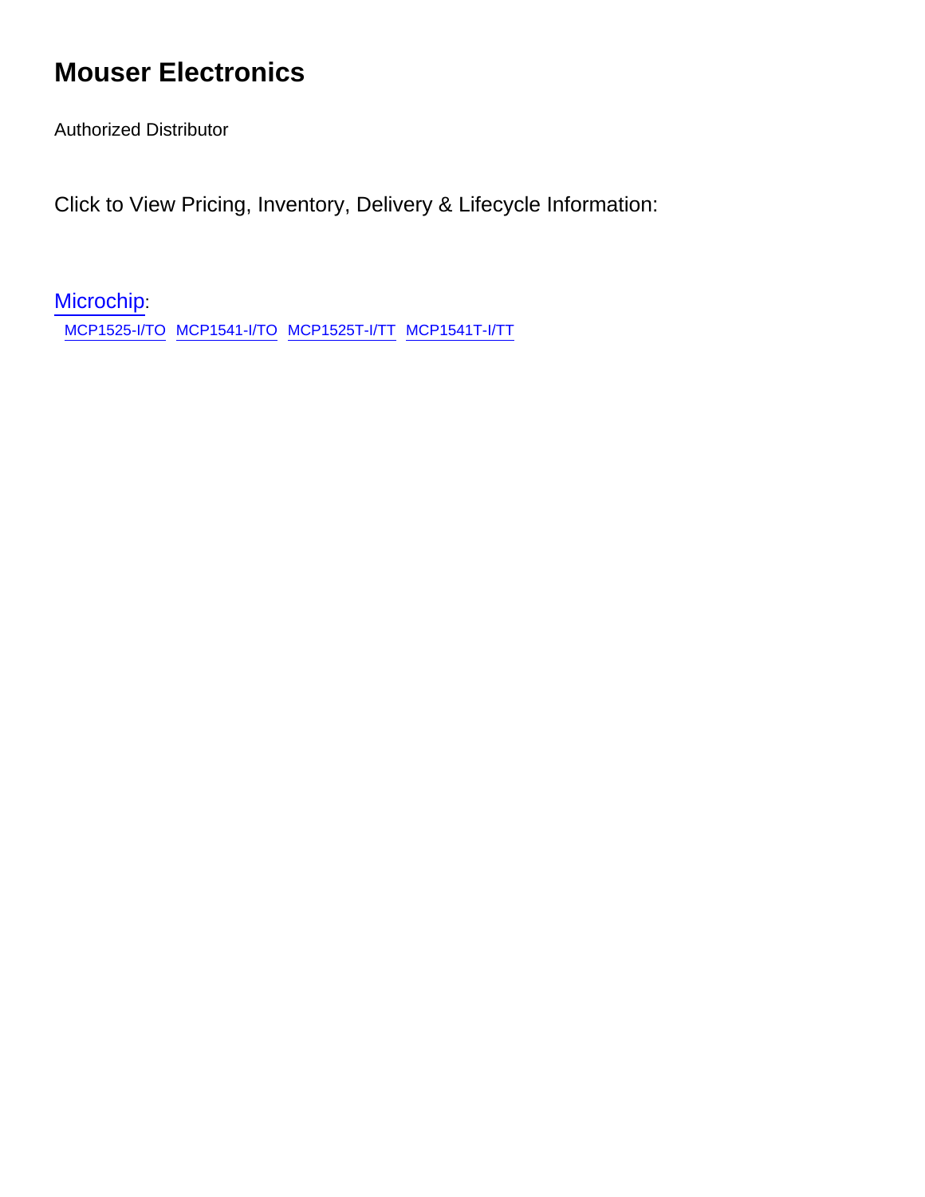# Mouser Electronics

Authorized Distributor

Click to View Pricing, Inventory, Delivery & Lifecycle Information:

Microchip:

MCP1525-I/TO MCP1541-I/TO MCP1525T-I/TT MCP1541T-I/TT